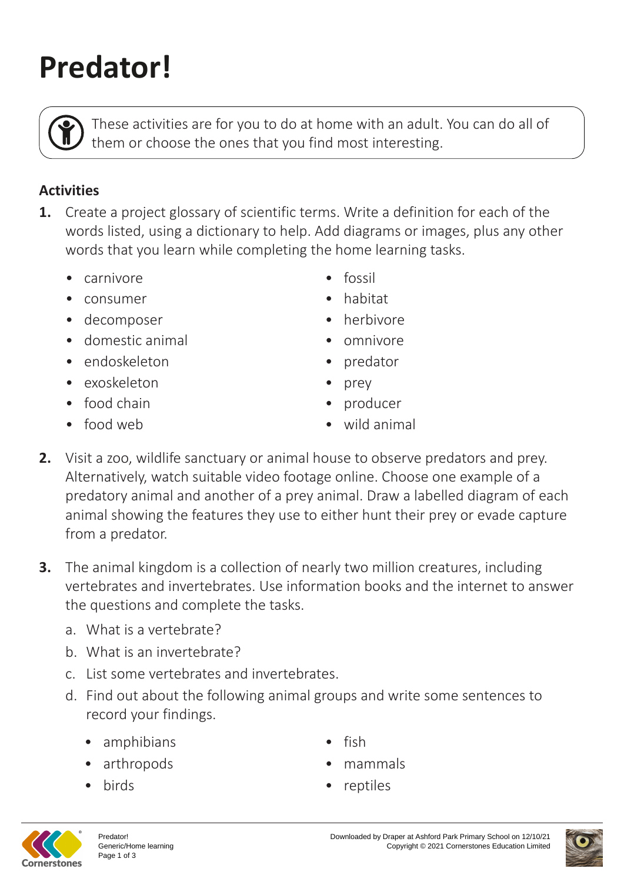# Predator!

These activities are for you to do at home with an adult. You can do all of them or choose the ones that you find most interesting.

## Activities

1. Create a project glossary of scientific terms. Write a definition for each of the words listed, using a dictionary to help. Add diagrams or images, plus any other words that you learn while completing the home learning tasks.

   - carnivore
   - consumer
   - decomposer
   - domestic animal
   - endoskeleton
   - exoskeleton
   - food chain
   - food web
   - fossil
   - habitat
   - herbivore
   - omnivore
   - predator
   - prey
   - producer
   - wild animal

2. Visit a zoo, wildlife sanctuary or animal house to observe predators and prey. Alternatively, watch suitable video footage online. Choose one example of a predatory animal and another of a prey animal. Draw a labelled diagram of each animal showing the features they use to either hunt their prey or evade capture from a predator.

3. The animal kingdom is a collection of nearly two million creatures, including vertebrates and invertebrates. Use information books and the internet to answer the questions and complete the tasks.

   a. What is a vertebrate?

   b. What is an invertebrate?

   c. List some vertebrates and invertebrates.

   d. Find out about the following animal groups and write some sentences to record your findings.

      - amphibians
      - arthropods
      - birds
      - fish
      - mammals
      - reptiles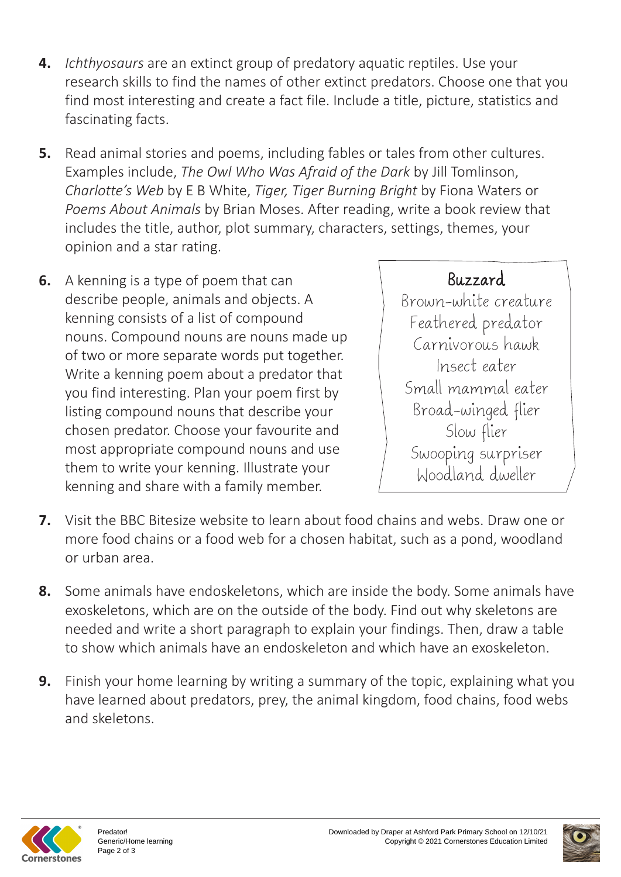4. *Ichthyosaurs* are an extinct group of predatory aquatic reptiles. Use your research skills to find the names of other extinct predators. Choose one that you find most interesting and create a fact file. Include a title, picture, statistics and fascinating facts.

5. Read animal stories and poems, including fables or tales from other cultures. Examples include, *The Owl Who Was Afraid of the Dark* by Jill Tomlinson, *Charlotte's Web* by E B White, *Tiger, Tiger Burning Bright* by Fiona Waters or *Poems About Animals* by Brian Moses. After reading, write a book review that includes the title, author, plot summary, characters, settings, themes, your opinion and a star rating.

6. A kenning is a type of poem that can describe people, animals and objects. A kenning consists of a list of compound nouns. Compound nouns are nouns made up of two or more separate words put together. Write a kenning poem about a predator that you find interesting. Plan your poem first by listing compound nouns that describe your chosen predator. Choose your favourite and most appropriate compound nouns and use them to write your kenning. Illustrate your kenning and share with a family member.

> **Buzzard**
>
> Brown-white creature
> Feathered predator
> Carnivorous hawk
> Insect eater
> Small mammal eater
> Broad-winged flier
> Slow flier
> Swooping surpriser
> Woodland dweller

7. Visit the BBC Bitesize website to learn about food chains and webs. Draw one or more food chains or a food web for a chosen habitat, such as a pond, woodland or urban area.

8. Some animals have endoskeletons, which are inside the body. Some animals have exoskeletons, which are on the outside of the body. Find out why skeletons are needed and write a short paragraph to explain your findings. Then, draw a table to show which animals have an endoskeleton and which have an exoskeleton.

9. Finish your home learning by writing a summary of the topic, explaining what you have learned about predators, prey, the animal kingdom, food chains, food webs and skeletons.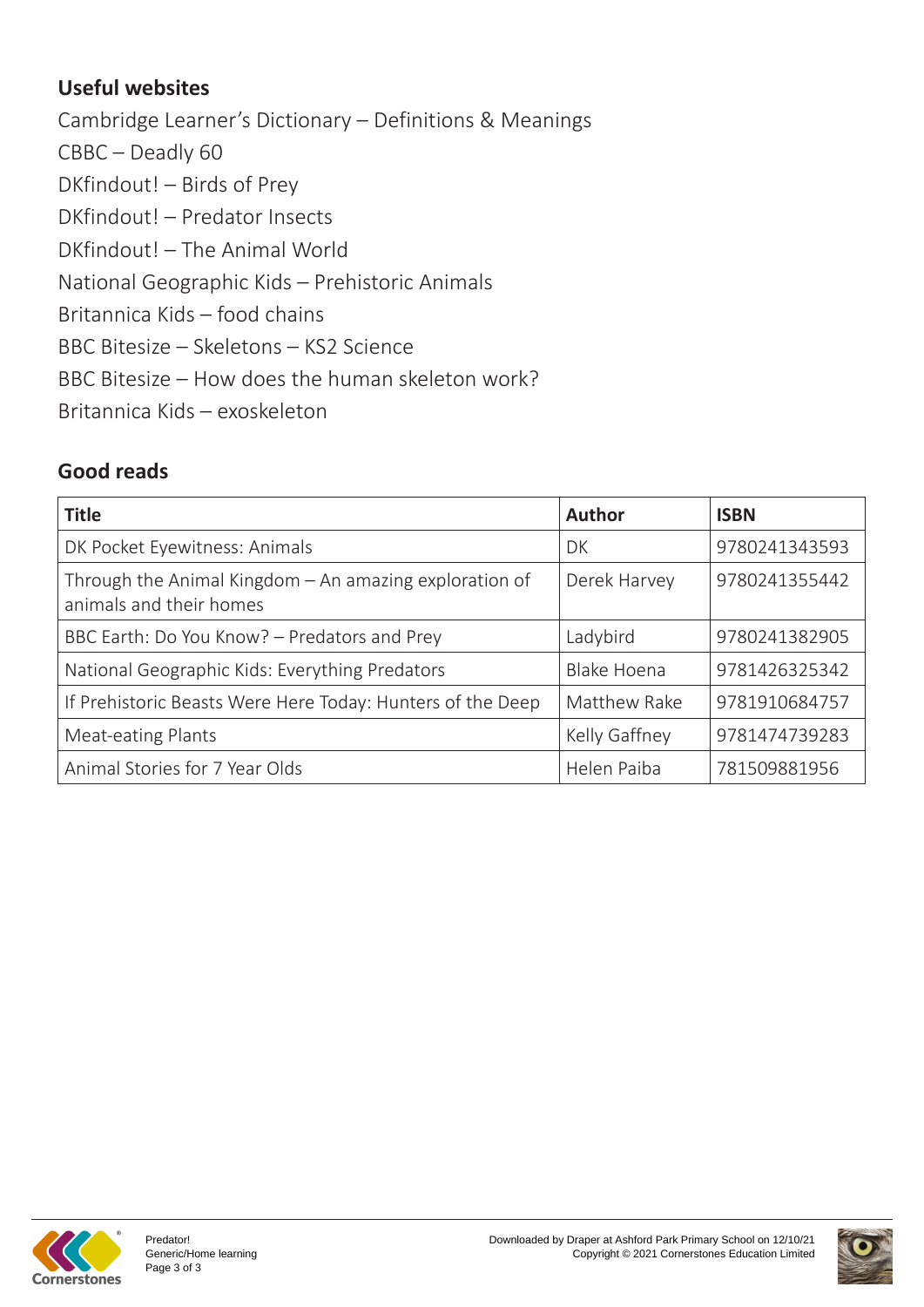## Useful websites

Cambridge Learner's Dictionary – Definitions & Meanings
CBBC – Deadly 60
DKfindout! – Birds of Prey
DKfindout! – Predator Insects
DKfindout! – The Animal World
National Geographic Kids – Prehistoric Animals
Britannica Kids – food chains
BBC Bitesize – Skeletons – KS2 Science
BBC Bitesize – How does the human skeleton work?
Britannica Kids – exoskeleton

## Good reads

| Title | Author | ISBN |
|---|---|---|
| DK Pocket Eyewitness: Animals | DK | 9780241343593 |
| Through the Animal Kingdom – An amazing exploration of animals and their homes | Derek Harvey | 9780241355442 |
| BBC Earth: Do You Know? – Predators and Prey | Ladybird | 9780241382905 |
| National Geographic Kids: Everything Predators | Blake Hoena | 9781426325342 |
| If Prehistoric Beasts Were Here Today: Hunters of the Deep | Matthew Rake | 9781910684757 |
| Meat-eating Plants | Kelly Gaffney | 9781474739283 |
| Animal Stories for 7 Year Olds | Helen Paiba | 781509881956 |